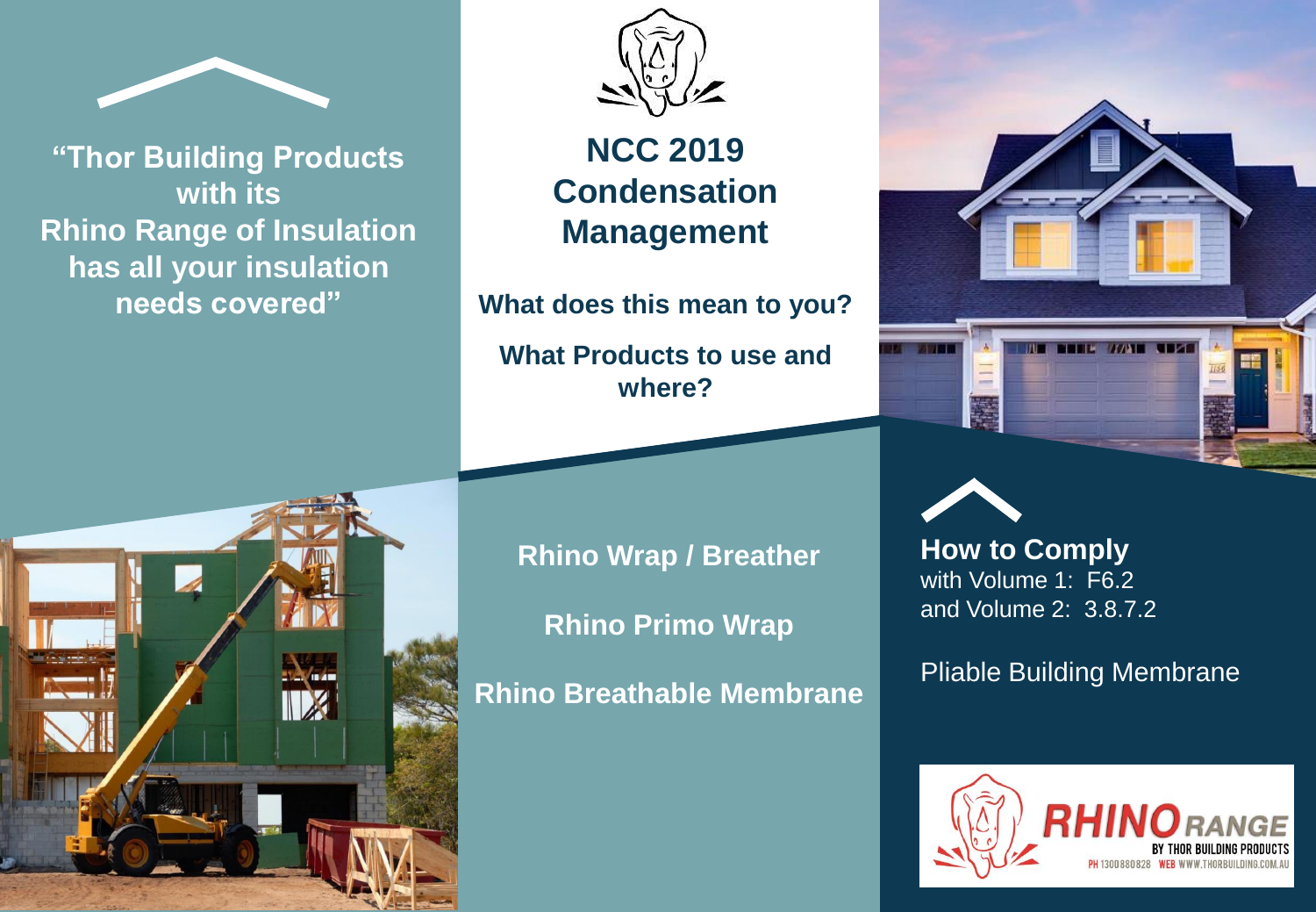**"Thor Building Products with its Rhino Range of Insulation has all your insulation needs covered"**

# NCC 2019 Condensation Management

**What does this mean to you?**

**What Products to use and where?**

**Rhino Wrap / Breather**

**Rhino Primo Wrap**

**Rhino Breathable Membrane**

## How to Comply

with Volume 1: F6.2
and Volume 2: 3.8.7.2

Pliable Building Membrane

RHINO RANGE
BY THOR BUILDING PRODUCTS
PH 1300880828 WEB WWW.THORBUILDING.COM.AU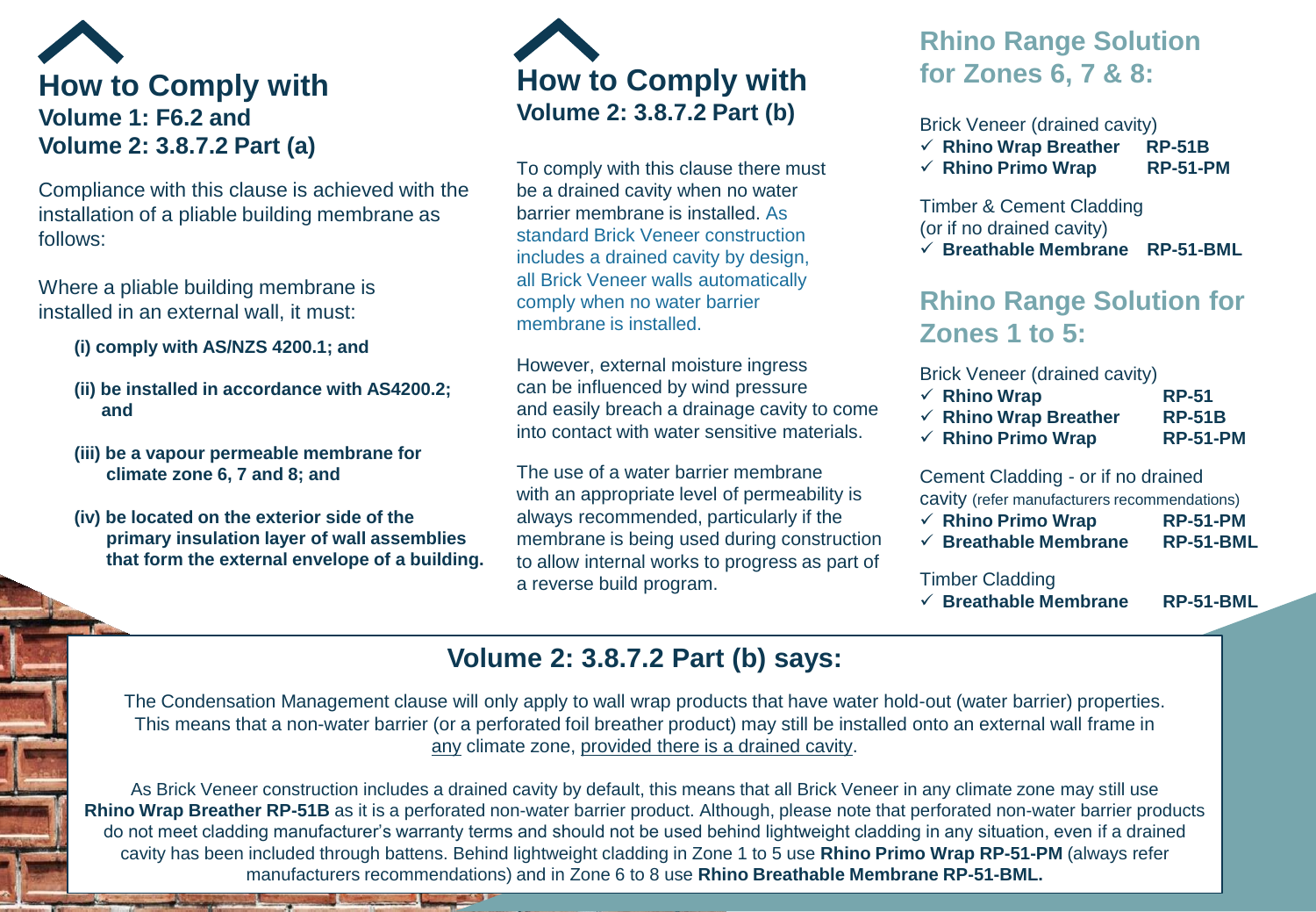## How to Comply with Volume 1: F6.2 and Volume 2: 3.8.7.2 Part (a)

Compliance with this clause is achieved with the installation of a pliable building membrane as follows:

Where a pliable building membrane is installed in an external wall, it must:

- **(i) comply with AS/NZS 4200.1; and**
- **(ii) be installed in accordance with AS4200.2; and**
- **(iii) be a vapour permeable membrane for climate zone 6, 7 and 8; and**
- **(iv) be located on the exterior side of the primary insulation layer of wall assemblies that form the external envelope of a building.**

## How to Comply with Volume 2: 3.8.7.2 Part (b)

To comply with this clause there must be a drained cavity when no water barrier membrane is installed. As standard Brick Veneer construction includes a drained cavity by design, all Brick Veneer walls automatically comply when no water barrier membrane is installed.

However, external moisture ingress can be influenced by wind pressure and easily breach a drainage cavity to come into contact with water sensitive materials.

The use of a water barrier membrane with an appropriate level of permeability is always recommended, particularly if the membrane is being used during construction to allow internal works to progress as part of a reverse build program.

## Rhino Range Solution for Zones 6, 7 & 8:

Brick Veneer (drained cavity)

- ✓ **Rhino Wrap Breather RP-51B**
- ✓ **Rhino Primo Wrap RP-51-PM**

Timber & Cement Cladding (or if no drained cavity)

- ✓ **Breathable Membrane RP-51-BML**

## Rhino Range Solution for Zones 1 to 5:

Brick Veneer (drained cavity)

- ✓ **Rhino Wrap RP-51**
- ✓ **Rhino Wrap Breather RP-51B**
- ✓ **Rhino Primo Wrap RP-51-PM**

Cement Cladding - or if no drained cavity (refer manufacturers recommendations)

- ✓ **Rhino Primo Wrap RP-51-PM**
- ✓ **Breathable Membrane RP-51-BML**

Timber Cladding

- ✓ **Breathable Membrane RP-51-BML**

## Volume 2: 3.8.7.2 Part (b) says:

The Condensation Management clause will only apply to wall wrap products that have water hold-out (water barrier) properties. This means that a non-water barrier (or a perforated foil breather product) may still be installed onto an external wall frame in any climate zone, provided there is a drained cavity.

As Brick Veneer construction includes a drained cavity by default, this means that all Brick Veneer in any climate zone may still use **Rhino Wrap Breather RP-51B** as it is a perforated non-water barrier product. Although, please note that perforated non-water barrier products do not meet cladding manufacturer's warranty terms and should not be used behind lightweight cladding in any situation, even if a drained cavity has been included through battens. Behind lightweight cladding in Zone 1 to 5 use **Rhino Primo Wrap RP-51-PM** (always refer manufacturers recommendations) and in Zone 6 to 8 use **Rhino Breathable Membrane RP-51-BML.**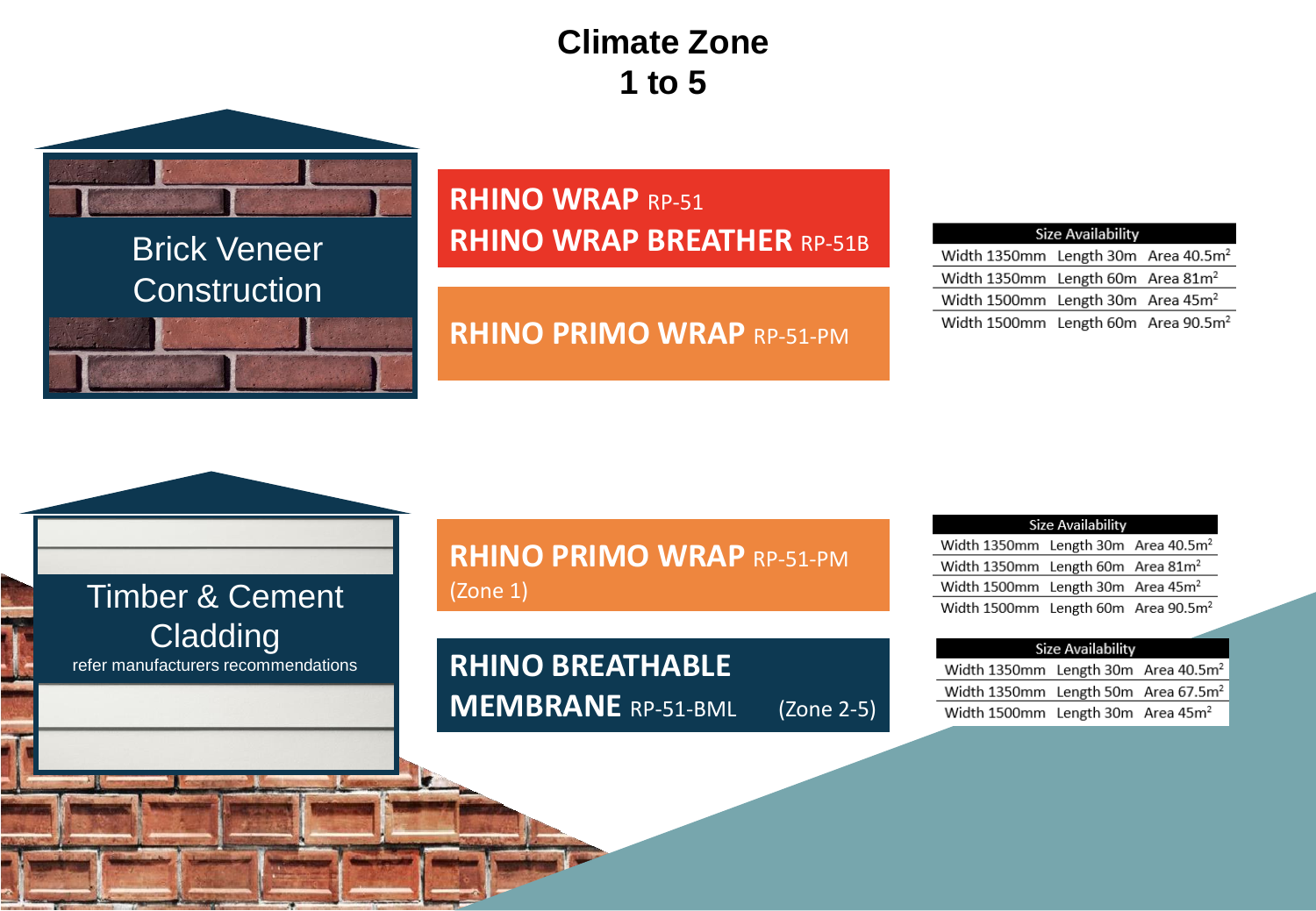# Climate Zone 1 to 5

## Brick Veneer Construction

**RHINO WRAP** RP-51

**RHINO WRAP BREATHER** RP-51B

**RHINO PRIMO WRAP** RP-51-PM

| Size Availability | | |
|---|---|---|
| Width 1350mm | Length 30m | Area 40.5m² |
| Width 1350mm | Length 60m | Area 81m² |
| Width 1500mm | Length 30m | Area 45m² |
| Width 1500mm | Length 60m | Area 90.5m² |

## Timber & Cement Cladding

refer manufacturers recommendations

**RHINO PRIMO WRAP** RP-51-PM (Zone 1)

| Size Availability | | |
|---|---|---|
| Width 1350mm | Length 30m | Area 40.5m² |
| Width 1350mm | Length 60m | Area 81m² |
| Width 1500mm | Length 30m | Area 45m² |
| Width 1500mm | Length 60m | Area 90.5m² |

**RHINO BREATHABLE MEMBRANE** RP-51-BML (Zone 2-5)

| Size Availability | | |
|---|---|---|
| Width 1350mm | Length 30m | Area 40.5m² |
| Width 1350mm | Length 50m | Area 67.5m² |
| Width 1500mm | Length 30m | Area 45m² |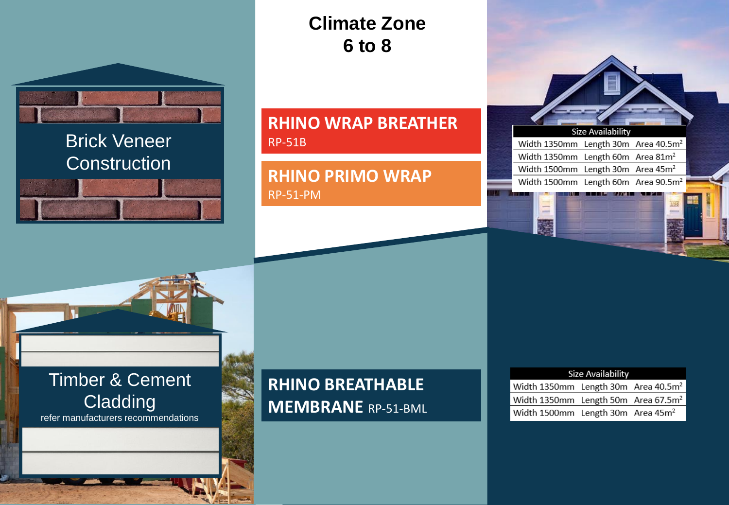## Climate Zone 6 to 8

### Brick Veneer Construction

**RHINO WRAP BREATHER**
RP-51B

**RHINO PRIMO WRAP**
RP-51-PM

| Size Availability | | |
|---|---|---|
| Width 1350mm | Length 30m | Area 40.5m$^2$ |
| Width 1350mm | Length 60m | Area 81m$^2$ |
| Width 1500mm | Length 30m | Area 45m$^2$ |
| Width 1500mm | Length 60m | Area 90.5m$^2$ |

### Timber & Cement Cladding

refer manufacturers recommendations

**RHINO BREATHABLE MEMBRANE** RP-51-BML

| Size Availability | | |
|---|---|---|
| Width 1350mm | Length 30m | Area 40.5m$^2$ |
| Width 1350mm | Length 50m | Area 67.5m$^2$ |
| Width 1500mm | Length 30m | Area 45m$^2$ |